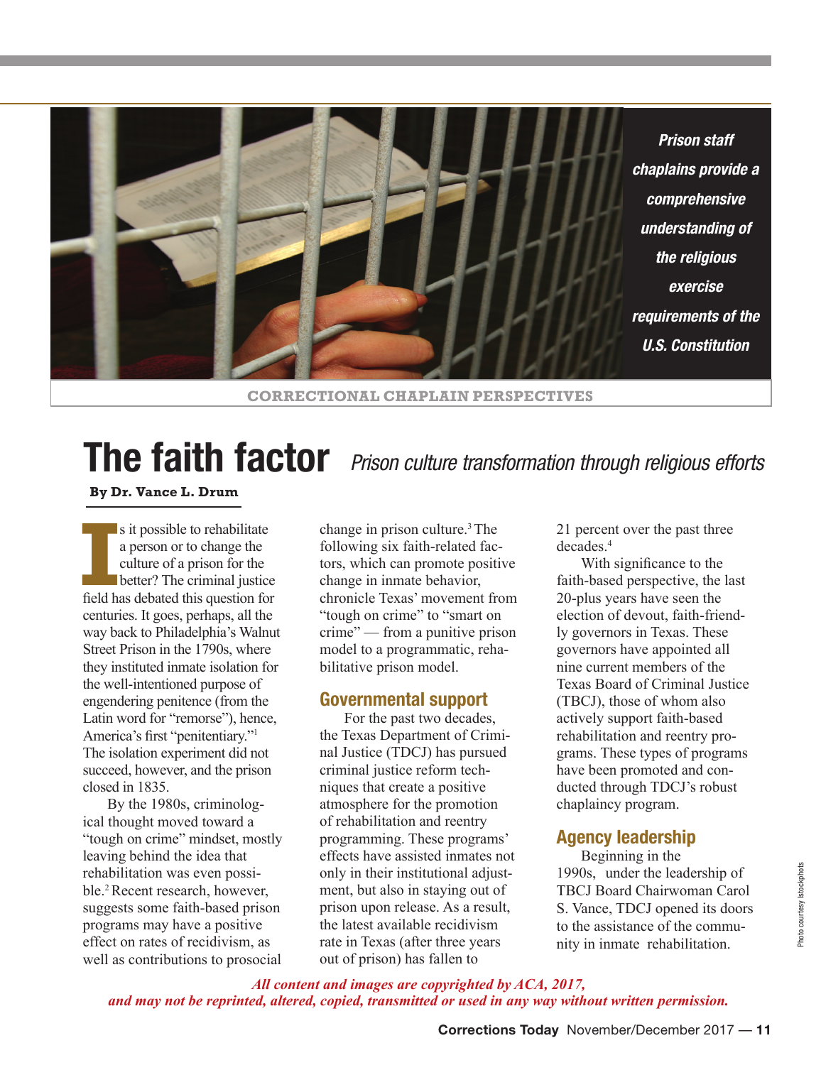*Prison staff chaplains provide a comprehensive understanding of the religious exercise requirements of the U.S. Constitution*

CORRECTIONAL CHAPLAIN PERSPECTIVES

# The faith factor

*Prison culture transformation through religious efforts*

**By Dr. Vance L. Drum**

Is it possible to rehabilitate a person or to change the culture of a prison for the better? The criminal justice field has debated this question for centuries. It goes, perhaps, all the way back to Philadelphia's Walnut Street Prison in the 1790s, where they instituted inmate isolation for the well-intentioned purpose of engendering penitence (from the Latin word for "remorse"), hence, America's first "penitentiary."[1] The isolation experiment did not succeed, however, and the prison closed in 1835.

By the 1980s, criminological thought moved toward a "tough on crime" mindset, mostly leaving behind the idea that rehabilitation was even possible.[2] Recent research, however, suggests some faith-based prison programs may have a positive effect on rates of recidivism, as well as contributions to prosocial change in prison culture.[3] The following six faith-related factors, which can promote positive change in inmate behavior, chronicle Texas' movement from "tough on crime" to "smart on crime" — from a punitive prison model to a programmatic, rehabilitative prison model.

## Governmental support

For the past two decades, the Texas Department of Criminal Justice (TDCJ) has pursued criminal justice reform techniques that create a positive atmosphere for the promotion of rehabilitation and reentry programming. These programs' effects have assisted inmates not only in their institutional adjustment, but also in staying out of prison upon release. As a result, the latest available recidivism rate in Texas (after three years out of prison) has fallen to 21 percent over the past three decades.[4]

With significance to the faith-based perspective, the last 20-plus years have seen the election of devout, faith-friendly governors in Texas. These governors have appointed all nine current members of the Texas Board of Criminal Justice (TBCJ), those of whom also actively support faith-based rehabilitation and reentry programs. These types of programs have been promoted and conducted through TDCJ's robust chaplaincy program.

## Agency leadership

Beginning in the 1990s, under the leadership of TBCJ Board Chairwoman Carol S. Vance, TDCJ opened its doors to the assistance of the community in inmate rehabilitation.

Photo courtesy Istockphoto

*All content and images are copyrighted by ACA, 2017, and may not be reprinted, altered, copied, transmitted or used in any way without written permission.*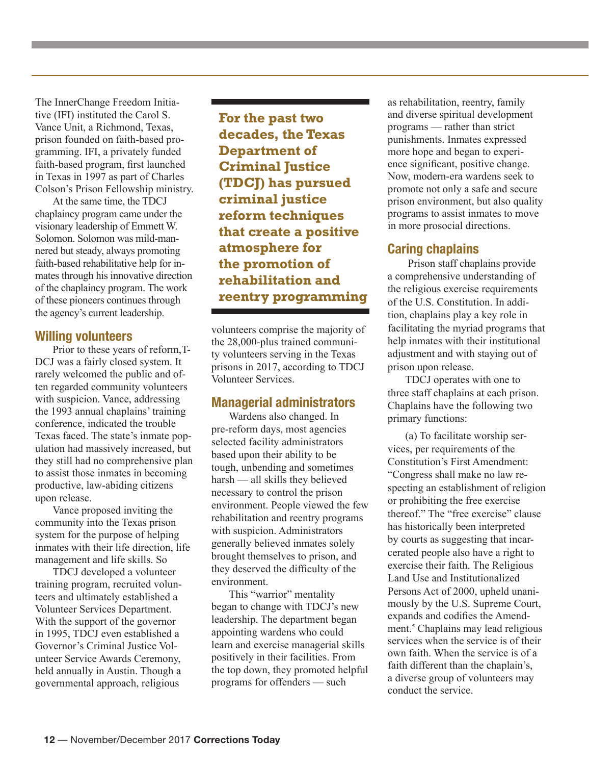The InnerChange Freedom Initiative (IFI) instituted the Carol S. Vance Unit, a Richmond, Texas, prison founded on faith-based programming. IFI, a privately funded faith-based program, first launched in Texas in 1997 as part of Charles Colson's Prison Fellowship ministry.

At the same time, the TDCJ chaplaincy program came under the visionary leadership of Emmett W. Solomon. Solomon was mild-mannered but steady, always promoting faith-based rehabilitative help for inmates through his innovative direction of the chaplaincy program. The work of these pioneers continues through the agency's current leadership.

## Willing volunteers

Prior to these years of reform, TDCJ was a fairly closed system. It rarely welcomed the public and often regarded community volunteers with suspicion. Vance, addressing the 1993 annual chaplains' training conference, indicated the trouble Texas faced. The state's inmate population had massively increased, but they still had no comprehensive plan to assist those inmates in becoming productive, law-abiding citizens upon release.

Vance proposed inviting the community into the Texas prison system for the purpose of helping inmates with their life direction, life management and life skills. So

TDCJ developed a volunteer training program, recruited volunteers and ultimately established a Volunteer Services Department. With the support of the governor in 1995, TDCJ even established a Governor's Criminal Justice Volunteer Service Awards Ceremony, held annually in Austin. Though a governmental approach, religious volunteers comprise the majority of the 28,000-plus trained community volunteers serving in the Texas prisons in 2017, according to TDCJ Volunteer Services.

**For the past two decades, the Texas Department of Criminal Justice (TDCJ) has pursued criminal justice reform techniques that create a positive atmosphere for the promotion of rehabilitation and reentry programming**

## Managerial administrators

Wardens also changed. In pre-reform days, most agencies selected facility administrators based upon their ability to be tough, unbending and sometimes harsh — all skills they believed necessary to control the prison environment. People viewed the few rehabilitation and reentry programs with suspicion. Administrators generally believed inmates solely brought themselves to prison, and they deserved the difficulty of the environment.

This "warrior" mentality began to change with TDCJ's new leadership. The department began appointing wardens who could learn and exercise managerial skills positively in their facilities. From the top down, they promoted helpful programs for offenders — such as rehabilitation, reentry, family and diverse spiritual development programs — rather than strict punishments. Inmates expressed more hope and began to experience significant, positive change. Now, modern-era wardens seek to promote not only a safe and secure prison environment, but also quality programs to assist inmates to move in more prosocial directions.

## Caring chaplains

Prison staff chaplains provide a comprehensive understanding of the religious exercise requirements of the U.S. Constitution. In addition, chaplains play a key role in facilitating the myriad programs that help inmates with their institutional adjustment and with staying out of prison upon release.

TDCJ operates with one to three staff chaplains at each prison. Chaplains have the following two primary functions:

(a) To facilitate worship services, per requirements of the Constitution's First Amendment: "Congress shall make no law respecting an establishment of religion or prohibiting the free exercise thereof." The "free exercise" clause has historically been interpreted by courts as suggesting that incarcerated people also have a right to exercise their faith. The Religious Land Use and Institutionalized Persons Act of 2000, upheld unanimously by the U.S. Supreme Court, expands and codifies the Amendment.[5] Chaplains may lead religious services when the service is of their own faith. When the service is of a faith different than the chaplain's, a diverse group of volunteers may conduct the service.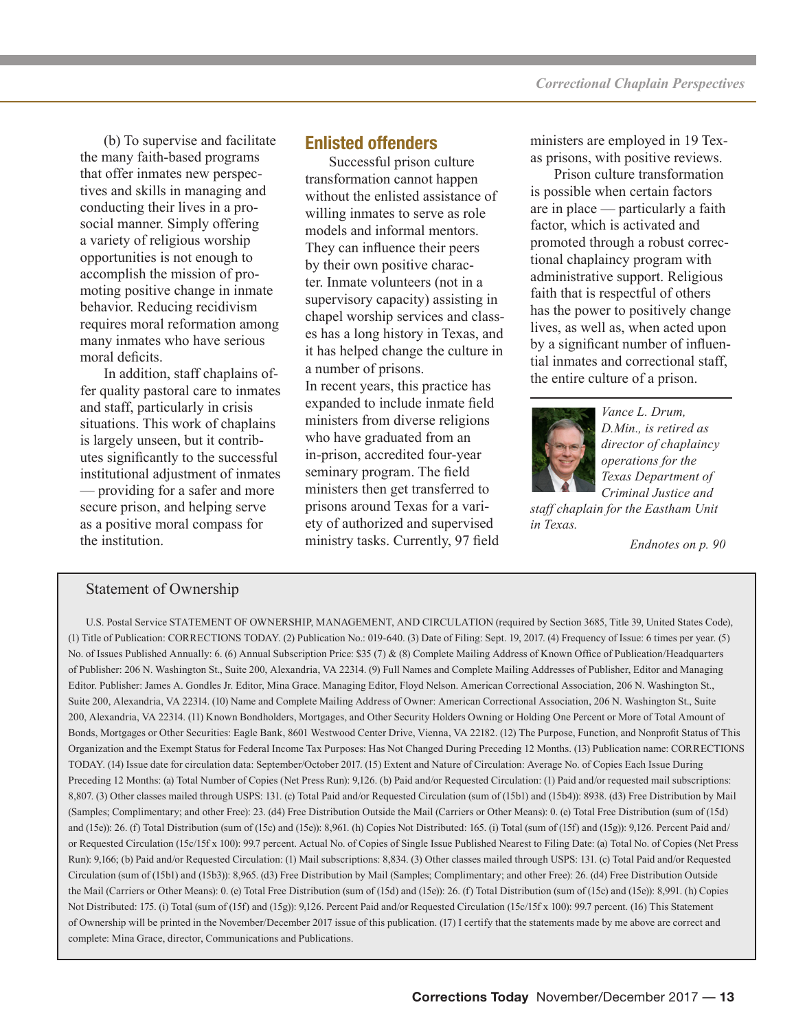(b) To supervise and facilitate the many faith-based programs that offer inmates new perspectives and skills in managing and conducting their lives in a prosocial manner. Simply offering a variety of religious worship opportunities is not enough to accomplish the mission of promoting positive change in inmate behavior. Reducing recidivism requires moral reformation among many inmates who have serious moral deficits.

In addition, staff chaplains offer quality pastoral care to inmates and staff, particularly in crisis situations. This work of chaplains is largely unseen, but it contributes significantly to the successful institutional adjustment of inmates — providing for a safer and more secure prison, and helping serve as a positive moral compass for the institution.

## Enlisted offenders

Successful prison culture transformation cannot happen without the enlisted assistance of willing inmates to serve as role models and informal mentors. They can influence their peers by their own positive character. Inmate volunteers (not in a supervisory capacity) assisting in chapel worship services and classes has a long history in Texas, and it has helped change the culture in a number of prisons.

In recent years, this practice has expanded to include inmate field ministers from diverse religions who have graduated from an in-prison, accredited four-year seminary program. The field ministers then get transferred to prisons around Texas for a variety of authorized and supervised ministry tasks. Currently, 97 field ministers are employed in 19 Texas prisons, with positive reviews.

Prison culture transformation is possible when certain factors are in place — particularly a faith factor, which is activated and promoted through a robust correctional chaplaincy program with administrative support. Religious faith that is respectful of others has the power to positively change lives, as well as, when acted upon by a significant number of influential inmates and correctional staff, the entire culture of a prison.

*Vance L. Drum, D.Min., is retired as director of chaplaincy operations for the Texas Department of Criminal Justice and staff chaplain for the Eastham Unit in Texas.*

*Endnotes on p. 90*

---

### Statement of Ownership

U.S. Postal Service STATEMENT OF OWNERSHIP, MANAGEMENT, AND CIRCULATION (required by Section 3685, Title 39, United States Code), (1) Title of Publication: CORRECTIONS TODAY. (2) Publication No.: 019-640. (3) Date of Filing: Sept. 19, 2017. (4) Frequency of Issue: 6 times per year. (5) No. of Issues Published Annually: 6. (6) Annual Subscription Price: $35 (7) & (8) Complete Mailing Address of Known Office of Publication/Headquarters of Publisher: 206 N. Washington St., Suite 200, Alexandria, VA 22314. (9) Full Names and Complete Mailing Addresses of Publisher, Editor and Managing Editor. Publisher: James A. Gondles Jr. Editor, Mina Grace. Managing Editor, Floyd Nelson. American Correctional Association, 206 N. Washington St., Suite 200, Alexandria, VA 22314. (10) Name and Complete Mailing Address of Owner: American Correctional Association, 206 N. Washington St., Suite 200, Alexandria, VA 22314. (11) Known Bondholders, Mortgages, and Other Security Holders Owning or Holding One Percent or More of Total Amount of Bonds, Mortgages or Other Securities: Eagle Bank, 8601 Westwood Center Drive, Vienna, VA 22182. (12) The Purpose, Function, and Nonprofit Status of This Organization and the Exempt Status for Federal Income Tax Purposes: Has Not Changed During Preceding 12 Months. (13) Publication name: CORRECTIONS TODAY. (14) Issue date for circulation data: September/October 2017. (15) Extent and Nature of Circulation: Average No. of Copies Each Issue During Preceding 12 Months: (a) Total Number of Copies (Net Press Run): 9,126. (b) Paid and/or Requested Circulation: (1) Paid and/or requested mail subscriptions: 8,807. (3) Other classes mailed through USPS: 131. (c) Total Paid and/or Requested Circulation (sum of (15b1) and (15b4)): 8938. (d3) Free Distribution by Mail (Samples; Complimentary; and other Free): 23. (d4) Free Distribution Outside the Mail (Carriers or Other Means): 0. (e) Total Free Distribution (sum of (15d) and (15e)): 26. (f) Total Distribution (sum of (15c) and (15e)): 8,961. (h) Copies Not Distributed: 165. (i) Total (sum of (15f) and (15g)): 9,126. Percent Paid and/or Requested Circulation (15c/15f x 100): 99.7 percent. Actual No. of Copies of Single Issue Published Nearest to Filing Date: (a) Total No. of Copies (Net Press Run): 9,166; (b) Paid and/or Requested Circulation: (1) Mail subscriptions: 8,834. (3) Other classes mailed through USPS: 131. (c) Total Paid and/or Requested Circulation (sum of (15b1) and (15b3)): 8,965. (d3) Free Distribution by Mail (Samples; Complimentary; and other Free): 26. (d4) Free Distribution Outside the Mail (Carriers or Other Means): 0. (e) Total Free Distribution (sum of (15d) and (15e)): 26. (f) Total Distribution (sum of (15c) and (15e)): 8,991. (h) Copies Not Distributed: 175. (i) Total (sum of (15f) and (15g)): 9,126. Percent Paid and/or Requested Circulation (15c/15f x 100): 99.7 percent. (16) This Statement of Ownership will be printed in the November/December 2017 issue of this publication. (17) I certify that the statements made by me above are correct and complete: Mina Grace, director, Communications and Publications.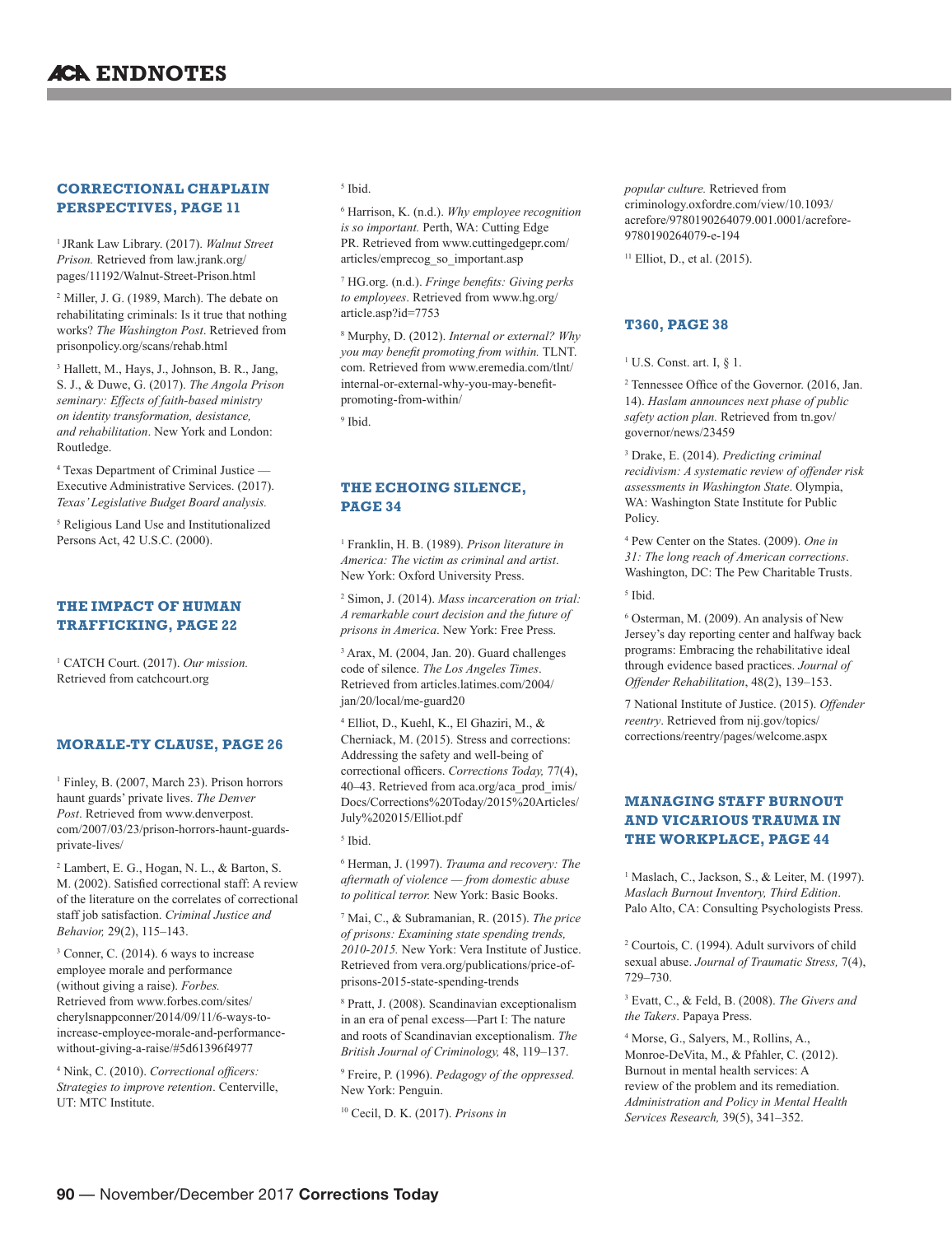# ACA ENDNOTES

## CORRECTIONAL CHAPLAIN PERSPECTIVES, PAGE 11

[1] JRank Law Library. (2017). *Walnut Street Prison.* Retrieved from law.jrank.org/pages/11192/Walnut-Street-Prison.html

[2] Miller, J. G. (1989, March). The debate on rehabilitating criminals: Is it true that nothing works? *The Washington Post*. Retrieved from prisonpolicy.org/scans/rehab.html

[3] Hallett, M., Hays, J., Johnson, B. R., Jang, S. J., & Duwe, G. (2017). *The Angola Prison seminary: Effects of faith-based ministry on identity transformation, desistance, and rehabilitation*. New York and London: Routledge.

[4] Texas Department of Criminal Justice — Executive Administrative Services. (2017). *Texas' Legislative Budget Board analysis.*

[5] Religious Land Use and Institutionalized Persons Act, 42 U.S.C. (2000).

## THE IMPACT OF HUMAN TRAFFICKING, PAGE 22

[1] CATCH Court. (2017). *Our mission.* Retrieved from catchcourt.org

## MORALE-TY CLAUSE, PAGE 26

[1] Finley, B. (2007, March 23). Prison horrors haunt guards' private lives. *The Denver Post*. Retrieved from www.denverpost.com/2007/03/23/prison-horrors-haunt-guards-private-lives/

[2] Lambert, E. G., Hogan, N. L., & Barton, S. M. (2002). Satisfied correctional staff: A review of the literature on the correlates of correctional staff job satisfaction. *Criminal Justice and Behavior,* 29(2), 115–143.

[3] Conner, C. (2014). 6 ways to increase employee morale and performance (without giving a raise). *Forbes.* Retrieved from www.forbes.com/sites/cherylsnappconner/2014/09/11/6-ways-to-increase-employee-morale-and-performance-without-giving-a-raise/#5d61396f4977

[4] Nink, C. (2010). *Correctional officers: Strategies to improve retention*. Centerville, UT: MTC Institute.

[5] Ibid.

[6] Harrison, K. (n.d.). *Why employee recognition is so important.* Perth, WA: Cutting Edge PR. Retrieved from www.cuttingedgepr.com/articles/emprecog_so_important.asp

[7] HG.org. (n.d.). *Fringe benefits: Giving perks to employees*. Retrieved from www.hg.org/article.asp?id=7753

[8] Murphy, D. (2012). *Internal or external? Why you may benefit promoting from within.* TLNT.com. Retrieved from www.eremedia.com/tlnt/internal-or-external-why-you-may-benefit-promoting-from-within/

[9] Ibid.

## THE ECHOING SILENCE, PAGE 34

[1] Franklin, H. B. (1989). *Prison literature in America: The victim as criminal and artist*. New York: Oxford University Press.

[2] Simon, J. (2014). *Mass incarceration on trial: A remarkable court decision and the future of prisons in America*. New York: Free Press.

[3] Arax, M. (2004, Jan. 20). Guard challenges code of silence. *The Los Angeles Times*. Retrieved from articles.latimes.com/2004/jan/20/local/me-guard20

[4] Elliot, D., Kuehl, K., El Ghaziri, M., & Cherniack, M. (2015). Stress and corrections: Addressing the safety and well-being of correctional officers. *Corrections Today,* 77(4), 40–43. Retrieved from aca.org/aca_prod_imis/Docs/Corrections%20Today/2015%20Articles/July%202015/Elliot.pdf

[5] Ibid.

[6] Herman, J. (1997). *Trauma and recovery: The aftermath of violence — from domestic abuse to political terror.* New York: Basic Books.

[7] Mai, C., & Subramanian, R. (2015). *The price of prisons: Examining state spending trends, 2010-2015.* New York: Vera Institute of Justice. Retrieved from vera.org/publications/price-of-prisons-2015-state-spending-trends

[8] Pratt, J. (2008). Scandinavian exceptionalism in an era of penal excess—Part I: The nature and roots of Scandinavian exceptionalism. *The British Journal of Criminology,* 48, 119–137.

[9] Freire, P. (1996). *Pedagogy of the oppressed.* New York: Penguin.

[10] Cecil, D. K. (2017). *Prisons in popular culture.* Retrieved from criminology.oxfordre.com/view/10.1093/acrefore/9780190264079.001.0001/acrefore-9780190264079-e-194

[11] Elliot, D., et al. (2015).

## T360, PAGE 38

[1] U.S. Const. art. I, § 1.

[2] Tennessee Office of the Governor. (2016, Jan. 14). *Haslam announces next phase of public safety action plan.* Retrieved from tn.gov/governor/news/23459

[3] Drake, E. (2014). *Predicting criminal recidivism: A systematic review of offender risk assessments in Washington State*. Olympia, WA: Washington State Institute for Public Policy.

[4] Pew Center on the States. (2009). *One in 31: The long reach of American corrections*. Washington, DC: The Pew Charitable Trusts.

[5] Ibid.

[6] Osterman, M. (2009). An analysis of New Jersey's day reporting center and halfway back programs: Embracing the rehabilitative ideal through evidence based practices. *Journal of Offender Rehabilitation*, 48(2), 139–153.

7 National Institute of Justice. (2015). *Offender reentry*. Retrieved from nij.gov/topics/corrections/reentry/pages/welcome.aspx

## MANAGING STAFF BURNOUT AND VICARIOUS TRAUMA IN THE WORKPLACE, PAGE 44

[1] Maslach, C., Jackson, S., & Leiter, M. (1997). *Maslach Burnout Inventory, Third Edition*. Palo Alto, CA: Consulting Psychologists Press.

[2] Courtois, C. (1994). Adult survivors of child sexual abuse. *Journal of Traumatic Stress,* 7(4), 729–730.

[3] Evatt, C., & Feld, B. (2008). *The Givers and the Takers*. Papaya Press.

[4] Morse, G., Salyers, M., Rollins, A., Monroe-DeVita, M., & Pfahler, C. (2012). Burnout in mental health services: A review of the problem and its remediation. *Administration and Policy in Mental Health Services Research,* 39(5), 341–352.